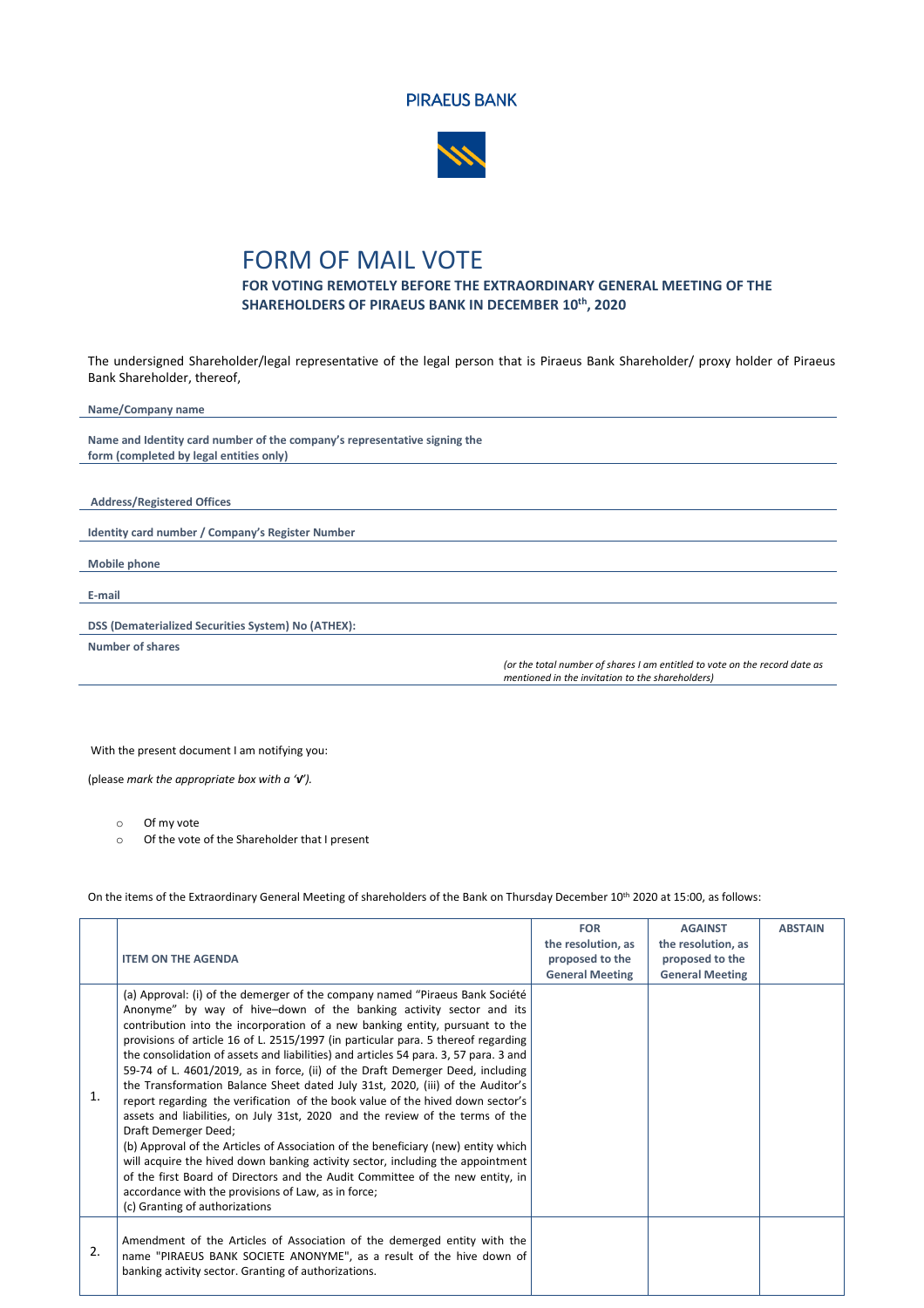PIRAEUS BANK

# FORM OF MAIL VOTE

## FOR VOTING REMOTELY BEFORE THE EXTRAORDINARY GENERAL MEETING OF THE SHAREHOLDERS OF PIRAEUS BANK IN DECEMBER 10th, 2020

The undersigned Shareholder/legal representative of the legal person that is Piraeus Bank Shareholder/ proxy holder of Piraeus Bank Shareholder, thereof,

**Name/Company name**

**Name and Identity card number of the company's representative signing the form (completed by legal entities only)**

**Address/Registered Offices**

**Identity card number / Company's Register Number**

**Mobile phone**

**E-mail**

**DSS (Dematerialized Securities System) No (ATHEX):**

**Number of shares**

*(or the total number of shares I am entitled to vote on the record date as mentioned in the invitation to the shareholders)*

With the present document I am notifying you:

(please *mark the appropriate box with a '**v**').*

- Of my vote
- Of the vote of the Shareholder that I present

On the items of the Extraordinary General Meeting of shareholders of the Bank on Thursday December 10th 2020 at 15:00, as follows:

| | ITEM ON THE AGENDA | FOR the resolution, as proposed to the General Meeting | AGAINST the resolution, as proposed to the General Meeting | ABSTAIN |
|---|---|---|---|---|
| 1. | (a) Approval: (i) of the demerger of the company named "Piraeus Bank Société Anonyme" by way of hive–down of the banking activity sector and its contribution into the incorporation of a new banking entity, pursuant to the provisions of article 16 of L. 2515/1997 (in particular para. 5 thereof regarding the consolidation of assets and liabilities) and articles 54 para. 3, 57 para. 3 and 59-74 of L. 4601/2019, as in force, (ii) of the Draft Demerger Deed, including the Transformation Balance Sheet dated July 31st, 2020, (iii) of the Auditor's report regarding the verification of the book value of the hived down sector's assets and liabilities, on July 31st, 2020 and the review of the terms of the Draft Demerger Deed;<br>(b) Approval of the Articles of Association of the beneficiary (new) entity which will acquire the hived down banking activity sector, including the appointment of the first Board of Directors and the Audit Committee of the new entity, in accordance with the provisions of Law, as in force;<br>(c) Granting of authorizations | | | |
| 2. | Amendment of the Articles of Association of the demerged entity with the name "PIRAEUS BANK SOCIETE ANONYME", as a result of the hive down of banking activity sector. Granting of authorizations. | | | |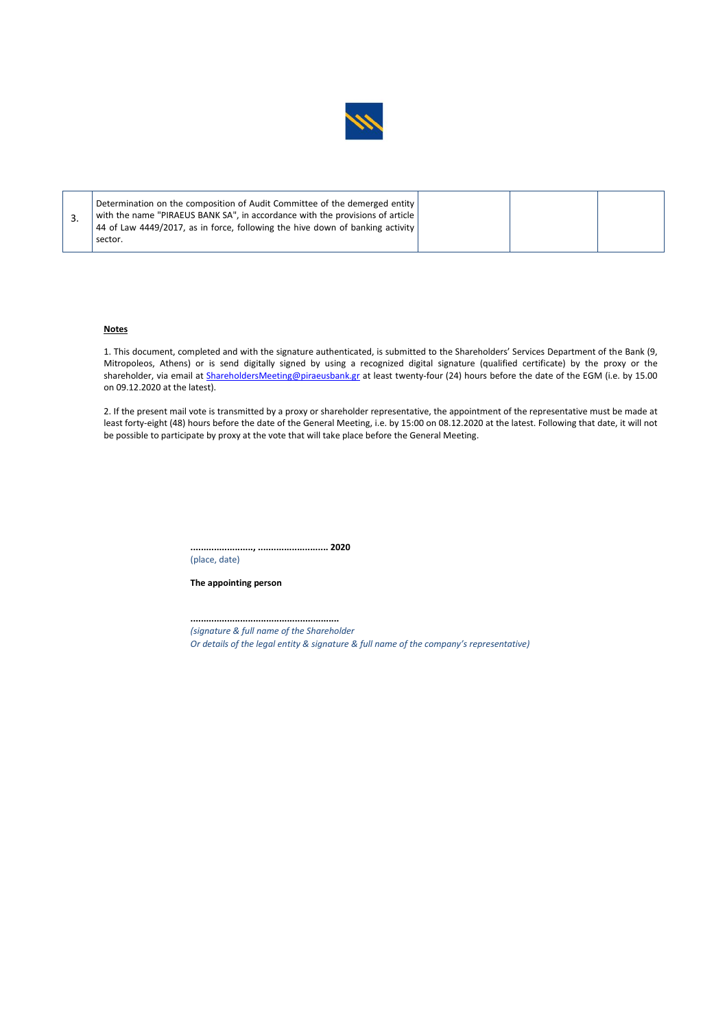| | | | | |
|---|---|---|---|---|
| 3. | Determination on the composition of Audit Committee of the demerged entity with the name "PIRAEUS BANK SA", in accordance with the provisions of article 44 of Law 4449/2017, as in force, following the hive down of banking activity sector. | | | |

**Notes**

1. This document, completed and with the signature authenticated, is submitted to the Shareholders' Services Department of the Bank (9, Mitropoleos, Athens) or is send digitally signed by using a recognized digital signature (qualified certificate) by the proxy or the shareholder, via email at ShareholdersMeeting@piraeusbank.gr at least twenty-four (24) hours before the date of the EGM (i.e. by 15.00 on 09.12.2020 at the latest).

2. If the present mail vote is transmitted by a proxy or shareholder representative, the appointment of the representative must be made at least forty-eight (48) hours before the date of the General Meeting, i.e. by 15:00 on 08.12.2020 at the latest. Following that date, it will not be possible to participate by proxy at the vote that will take place before the General Meeting.

**......................., .......................... 2020**
(place, date)

**The appointing person**

**........................................................**
*(signature & full name of the Shareholder*
*Or details of the legal entity & signature & full name of the company's representative)*